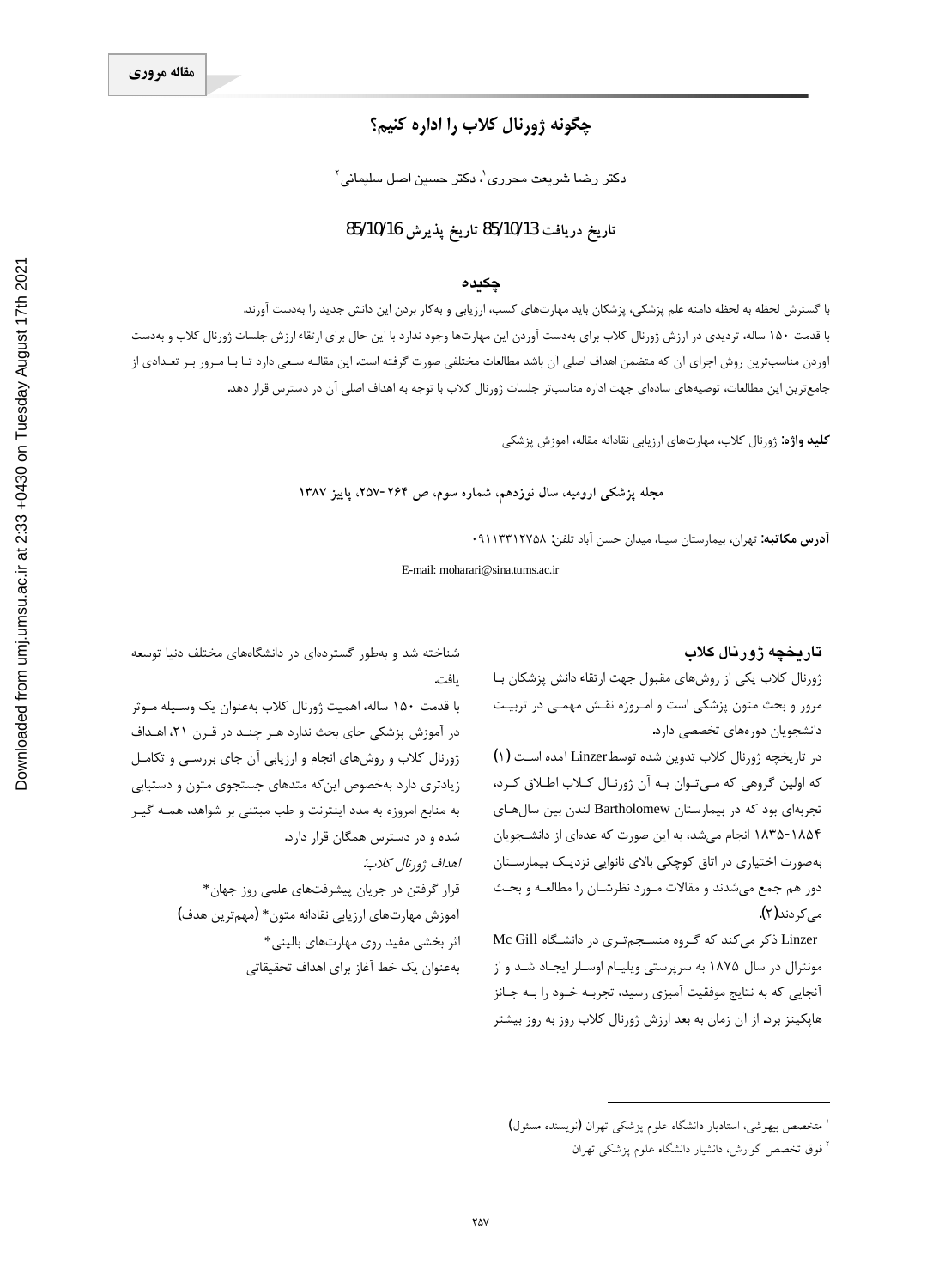**مقاله مروری**

# چگونه ژورنال کلاب را اداره کنیم؟

دکتر رضا شریعت محرری[۱]، دکتر حسین اصل سلیمانی[۲]

تاریخ دریافت 85/10/13 تاریخ پذیرش 85/10/16

## چکیده

با گسترش لحظه به لحظه دامنه علم پزشکی، پزشکان باید مهارت‌های کسب، ارزیابی و به‌کار بردن این دانش جدید را به‌دست آورند. با قدمت ۱۵۰ ساله، تردیدی در ارزش ژورنال کلاب برای به‌دست آوردن این مهارت‌ها وجود ندارد با این حال برای ارتقاء ارزش جلسات ژورنال کلاب و به‌دست آوردن مناسب‌ترین روش اجرای آن که متضمن اهداف اصلی آن باشد مطالعات مختلفی صورت گرفته است. این مقاله سعی دارد تا با مرور بر تعدادی از جامع‌ترین این مطالعات، توصیه‌های ساده‌ای جهت اداره مناسب‌تر جلسات ژورنال کلاب با توجه به اهداف اصلی آن در دسترس قرار دهد.

**کلید واژه:** ژورنال کلاب، مهارت‌های ارزیابی نقادانه مقاله، آموزش پزشکی

**مجله پزشکی ارومیه، سال نوزدهم، شماره سوم، ص ۲۶۴-۲۵۷، پاییز ۱۳۸۷**

**آدرس مکاتبه:** تهران، بیمارستان سینا، میدان حسن آباد تلفن: ۰۹۱۱۳۳۱۲۷۵۸

E-mail: moharari@sina.tums.ac.ir

## تاریخچه ژورنال کلاب

ژورنال کلاب یکی از روش‌های مقبول جهت ارتقاء دانش پزشکان با مرور و بحث متون پزشکی است و امروزه نقش مهمی در تربیت دانشجویان دوره‌های تخصصی دارد.

در تاریخچه ژورنال کلاب تدوین شده توسط Linzer آمده است (۱) که اولین گروهی که می‌توان به آن ژورنال کلاب اطلاق کرد، تجربه‌ای بود که در بیمارستان Bartholomew لندن بین سال‌های ۱۸۵۴-۱۸۳۵ انجام می‌شد، به این صورت که عده‌ای از دانشجویان به‌صورت اختیاری در اتاق کوچکی بالای نانوایی نزدیک بیمارستان دور هم جمع می‌شدند و مقالات مورد نظرشان را مطالعه و بحث می‌کردند(۲).

Linzer ذکر می‌کند که گروه منسجم‌تری در دانشگاه Mc Gill مونترال در سال ۱۸۷۵ به سرپرستی ویلیام اوسلر ایجاد شد و از آنجایی که به نتایج موفقیت آمیزی رسید، تجربه خود را به جانز هاپکینز برد. از آن زمان به بعد ارزش ژورنال کلاب روز به روز بیشتر شناخته شد و به‌طور گسترده‌ای در دانشگاه‌های مختلف دنیا توسعه یافت.

با قدمت ۱۵۰ ساله، اهمیت ژورنال کلاب به‌عنوان یک وسیله موثر در آموزش پزشکی جای بحث ندارد هر چند در قرن ۲۱، اهداف ژورنال کلاب و روش‌های انجام و ارزیابی آن جای بررسی و تکامل زیادتری دارد به‌خصوص این‌که متدهای جستجوی متون و دستیابی به منابع امروزه به مدد اینترنت و طب مبتنی بر شواهد، همه گیر شده و در دسترس همگان قرار دارد.

*اهداف ژورنال کلاب:*

- قرار گرفتن در جریان پیشرفت‌های علمی روز جهان
- آموزش مهارت‌های ارزیابی نقادانه متون (مهم‌ترین هدف)
- اثر بخشی مفید روی مهارت‌های بالینی
- به‌عنوان یک خط آغاز برای اهداف تحقیقاتی

---

[۱] متخصص بیهوشی، استادیار دانشگاه علوم پزشکی تهران (نویسنده مسئول)

[۲] فوق تخصص گوارش، دانشیار دانشگاه علوم پزشکی تهران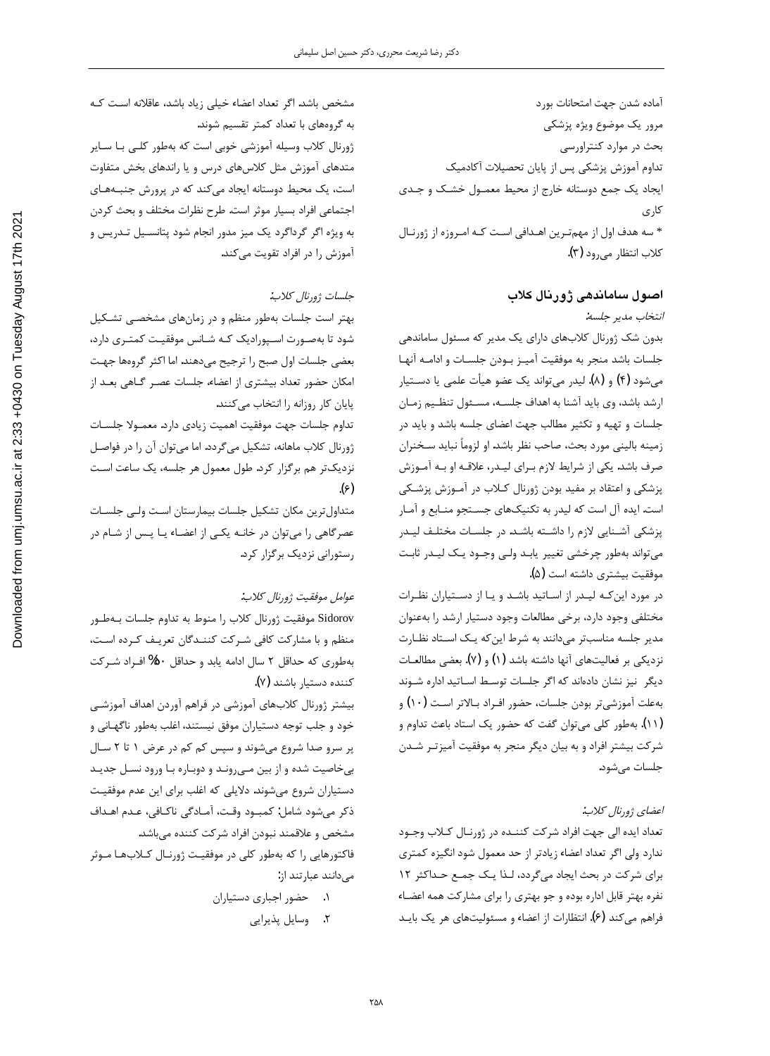آماده شدن جهت امتحانات بورد

مرور یک موضوع ویژه پزشکی

بحث در موارد کنتراورسی

تداوم آموزش پزشکی پس از پایان تحصیلات آکادمیک

ایجاد یک جمع دوستانه خارج از محیط معمول خشک و جدی کاری

* سه هدف اول از مهم‌ترین اهدافی است که امروزه از ژورنال کلاب انتظار می‌رود (۳).

## اصول ساماندهی ژورنال کلاب

*انتخاب مدیر جلسه:*

بدون شک ژورنال کلاب‌های دارای یک مدیر که مسئول ساماندهی جلسات باشد منجر به موفقیت آمیز بودن جلسات و ادامه آنها می‌شود (۴) و (۸). لیدر می‌تواند یک عضو هیأت علمی یا دستیار ارشد باشد، وی باید آشنا به اهداف جلسه، مسئول تنظیم زمان جلسات و تهیه و تکثیر مطالب جهت اعضای جلسه باشد و باید در زمینه بالینی مورد بحث، صاحب نظر باشد. او لزوماً نباید سخنران صرف باشد. یکی از شرایط لازم برای لیدر، علاقه او به آموزش پزشکی و اعتقاد بر مفید بودن ژورنال کلاب در آموزش پزشکی است. ایده آل است که لیدر به تکنیک‌های جستجو منابع و آمار پزشکی آشنایی لازم را داشته باشد. در جلسات مختلف لیدر می‌تواند به‌طور چرخشی تغییر یابد ولی وجود یک لیدر ثابت موفقیت بیشتری داشته است (۵).

در مورد این‌که لیدر از اساتید باشد و یا از دستیاران نظرات مختلفی وجود دارد، برخی مطالعات وجود دستیار ارشد را به‌عنوان مدیر جلسه مناسب‌تر می‌دانند به شرط این‌که یک استاد نظارت نزدیکی بر فعالیت‌های آنها داشته باشد (۱) و (۷). بعضی مطالعات دیگر نیز نشان داده‌اند که اگر جلسات توسط اساتید اداره شوند به‌علت آموزشی‌تر بودن جلسات، حضور افراد بالاتر است (۱۰) و (۱۱). به‌طور کلی می‌توان گفت که حضور یک استاد باعث تداوم و شرکت بیشتر افراد و به بیان دیگر منجر به موفقیت آمیزتر شدن جلسات می‌شود.

*اعضای ژورنال کلاب:*

تعداد ایده الی جهت افراد شرکت کننده در ژورنال کلاب وجود ندارد ولی اگر تعداد اعضاء زیادتر از حد معمول شود انگیزه کمتری برای شرکت در بحث ایجاد می‌گردد، لذا یک جمع حداکثر ۱۲ نفره بهتر قابل اداره بوده و جو بهتری را برای مشارکت همه اعضاء فراهم می‌کند (۶). انتظارات از اعضاء و مسئولیت‌های هر یک باید مشخص باشد. اگر تعداد اعضاء خیلی زیاد باشد، عاقلانه است که به گروه‌های با تعداد کمتر تقسیم شوند.

ژورنال کلاب وسیله آموزشی خوبی است که به‌طور کلی با سایر متدهای آموزش مثل کلاس‌های درس و یا راندهای بخش متفاوت است، یک محیط دوستانه ایجاد می‌کند که در پرورش جنبه‌های اجتماعی افراد بسیار موثر است. طرح نظرات مختلف و بحث کردن به ویژه اگر گرداگرد یک میز مدور انجام شود پتانسیل تدریس و آموزش را در افراد تقویت می‌کند.

*جلسات ژورنال کلاب:*

بهتر است جلسات به‌طور منظم و در زمان‌های مشخصی تشکیل شود تا به‌صورت اسپورادیک که شانس موفقیت کمتری دارد، بعضی جلسات اول صبح را ترجیح می‌دهند. اما اکثر گروه‌ها جهت امکان حضور تعداد بیشتری از اعضاء، جلسات عصر گاهی بعد از پایان کار روزانه را انتخاب می‌کنند.

تداوم جلسات جهت موفقیت اهمیت زیادی دارد. معمولا جلسات ژورنال کلاب ماهانه، تشکیل می‌گردد. اما می‌توان آن را در فواصل نزدیک‌تر هم برگزار کرد. طول معمول هر جلسه، یک ساعت است (۶).

متداول‌ترین مکان تشکیل جلسات بیمارستان است ولی جلسات عصرگاهی را می‌توان در خانه یکی از اعضاء یا پس از شام در رستورانی نزدیک برگزار کرد.

*عوامل موفقیت ژورنال کلاب:*

Sidorov موفقیت ژورنال کلاب را منوط به تداوم جلسات به‌طور منظم و با مشارکت کافی شرکت کنندگان تعریف کرده است، به‌طوری که حداقل ۲ سال ادامه یابد و حداقل ۵۰% افراد شرکت کننده دستیار باشند (۷).

بیشتر ژورنال کلاب‌های آموزشی در فراهم آوردن اهداف آموزشی خود و جلب توجه دستیاران موفق نیستند، اغلب به‌طور ناگهانی و پر سرو صدا شروع می‌شوند و سپس کم کم در عرض ۱ تا ۲ سال بی‌خاصیت شده و از بین می‌روند و دوباره با ورود نسل جدید دستیاران شروع می‌شوند. دلایلی که اغلب برای این عدم موفقیت ذکر می‌شود شامل: کمبود وقت، آمادگی ناکافی، عدم اهداف مشخص و علاقمند نبودن افراد شرکت کننده می‌باشد.

فاکتورهایی را که به‌طور کلی در موفقیت ژورنال کلاب‌ها موثر می‌دانند عبارتند از:

۱. حضور اجباری دستیاران
۲. وسایل پذیرایی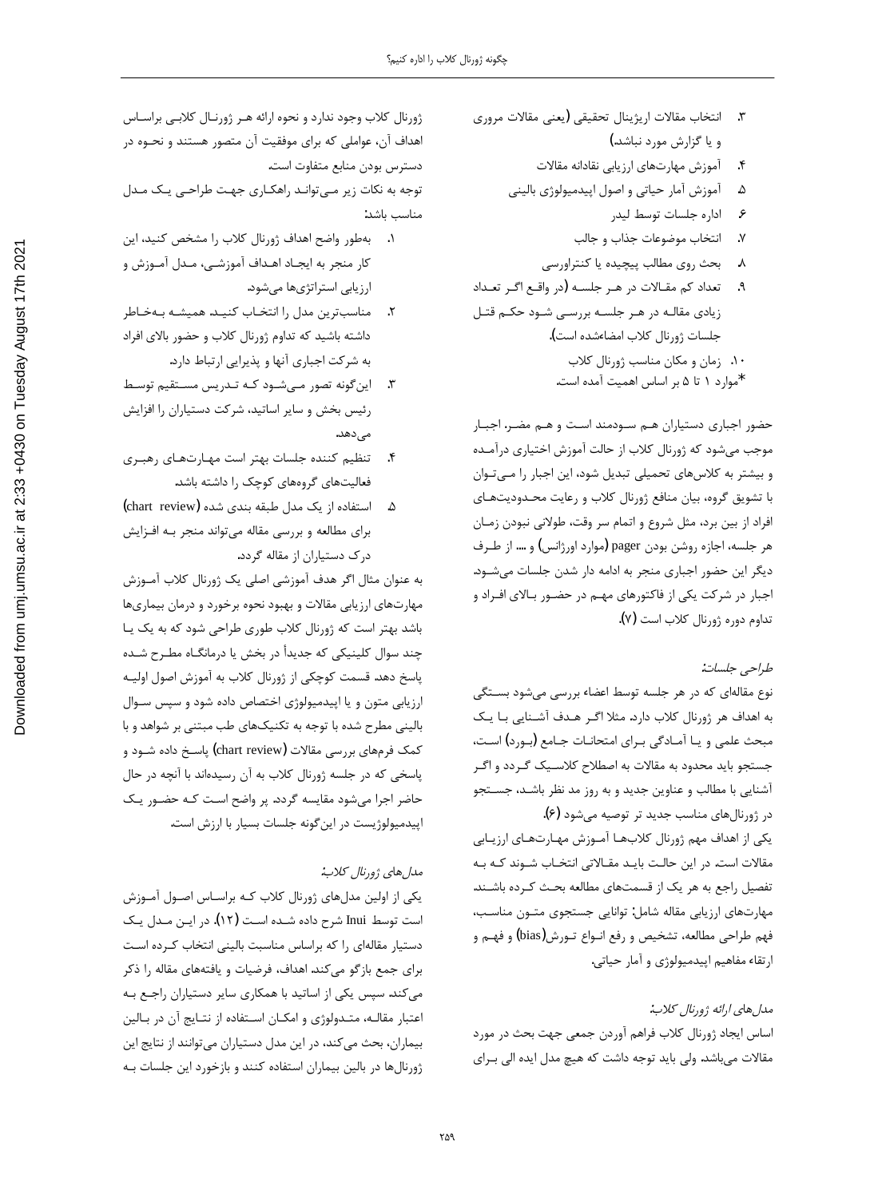۳. انتخاب مقالات اریژینال تحقیقی (یعنی مقالات مروری و یا گزارش مورد نباشد)
۴. آموزش مهارت‌های ارزیابی نقادانه مقالات
۵. آموزش آمار حیاتی و اصول اپیدمیولوژی بالینی
۶. اداره جلسات توسط لیدر
۷. انتخاب موضوعات جذاب و جالب
۸. بحث روی مطالب پیچیده یا کنتراورسی
۹. تعداد کم مقالات در هر جلسه (در واقع اگر تعداد زیادی مقاله در هر جلسه بررسی شود حکم قتل جلسات ژورنال کلاب امضاءشده است).
۱۰. زمان و مکان مناسب ژورنال کلاب

*موارد ۱ تا ۵ بر اساس اهمیت آمده است.

حضور اجباری دستیاران هم سودمند است و هم مضر. اجبار موجب می‌شود که ژورنال کلاب از حالت آموزش اختیاری درآمده و بیشتر به کلاس‌های تحصیلی تبدیل شود، این اجبار را می‌توان با تشویق گروه، بیان منافع ژورنال کلاب و رعایت محدودیت‌های افراد از بین برد، مثل شروع و اتمام سر وقت، طولانی نبودن زمان هر جلسه، اجازه روشن بودن pager (موارد اورژانس) و .... از طرف دیگر این حضور اجباری منجر به ادامه دار شدن جلسات می‌شود. اجبار در شرکت یکی از فاکتورهای مهم در حضور بالای افراد و تداوم دوره ژورنال کلاب است (۷).

*طراحی جلسات:*

نوع مقاله‌ای که در هر جلسه توسط اعضاء بررسی می‌شود بستگی به اهداف هر ژورنال کلاب دارد. مثلا اگر هدف آشنایی با یک مبحث علمی و یا آمادگی برای امتحانات جامع (بورد) است، جستجو باید محدود به مقالات به اصطلاح کلاسیک گردد و اگر آشنایی با مطالب و عناوین جدید و به روز مد نظر باشد، جستجو در ژورنال‌های مناسب جدید تر توصیه می‌شود (۶).

یکی از اهداف مهم ژورنال کلاب‌ها آموزش مهارت‌های ارزیابی مقالات است. در این حالت باید مقالاتی انتخاب شوند که به تفصیل راجع به هر یک از قسمت‌های مطالعه بحث کرده باشند. مهارت‌های ارزیابی مقاله شامل: توانایی جستجوی متون مناسب، فهم طراحی مطالعه، تشخیص و رفع انواع تورش(bias) و فهم و ارتقاء مفاهیم اپیدمیولوژی و آمار حیاتی.

*مدل‌های ارائه ژورنال کلاب:*

اساس ایجاد ژورنال کلاب فراهم آوردن جمعی جهت بحث در مورد مقالات می‌باشد. ولی باید توجه داشت که هیچ مدل ایده الی برای ژورنال کلاب وجود ندارد و نحوه ارائه هر ژورنال کلابی براساس اهداف آن، عواملی که برای موفقیت آن متصور هستند و نحوه در دسترس بودن منابع متفاوت است.

توجه به نکات زیر می‌تواند راهکاری جهت طراحی یک مدل مناسب باشد:

۱. به‌طور واضح اهداف ژورنال کلاب را مشخص کنید، این کار منجر به ایجاد اهداف آموزشی، مدل آموزش و ارزیابی استراتژی‌ها می‌شود.
۲. مناسب‌ترین مدل را انتخاب کنید. همیشه به‌خاطر داشته باشید که تداوم ژورنال کلاب و حضور بالای افراد به شرکت اجباری آنها و پذیرایی ارتباط دارد.
۳. این‌گونه تصور می‌شود که تدریس مستقیم توسط رئیس بخش و سایر اساتید، شرکت دستیاران را افزایش می‌دهد.
۴. تنظیم کننده جلسات بهتر است مهارت‌های رهبری فعالیت‌های گروه‌های کوچک را داشته باشد.
۵. استفاده از یک مدل طبقه بندی شده (chart review) برای مطالعه و بررسی مقاله می‌تواند منجر به افزایش درک دستیاران از مقاله گردد.

به عنوان مثال اگر هدف آموزشی اصلی یک ژورنال کلاب آموزش مهارت‌های ارزیابی مقالات و بهبود نحوه برخورد و درمان بیماری‌ها باشد بهتر است که ژورنال کلاب طوری طراحی شود که به یک یا چند سوال کلینیکی که جدیداً در بخش یا درمانگاه مطرح شده پاسخ دهد. قسمت کوچکی از ژورنال کلاب به آموزش اصول اولیه ارزیابی متون و یا اپیدمیولوژی اختصاص داده شود و سپس سوال بالینی مطرح شده با توجه به تکنیک‌های طب مبتنی بر شواهد و با کمک فرم‌های بررسی مقالات (chart review) پاسخ داده شود و پاسخی که در جلسه ژورنال کلاب به آن رسیده‌اند با آنچه در حال حاضر اجرا می‌شود مقایسه گردد. پر واضح است که حضور یک اپیدمیولوژیست در این‌گونه جلسات بسیار با ارزش است.

*مدل‌های ژورنال کلاب:*

یکی از اولین مدل‌های ژورنال کلاب که براساس اصول آموزش است توسط Inui شرح داده شده است (۱۲). در این مدل یک دستیار مقاله‌ای را که براساس مناسبت بالینی انتخاب کرده است برای جمع بازگو می‌کند. اهداف، فرضیات و یافته‌های مقاله را ذکر می‌کند. سپس یکی از اساتید با همکاری سایر دستیاران راجع به اعتبار مقاله، متدولوژی و امکان استفاده از نتایج آن در بالین بیماران، بحث می‌کند، در این مدل دستیاران می‌توانند از نتایج این ژورنال‌ها در بالین بیماران استفاده کنند و بازخورد این جلسات به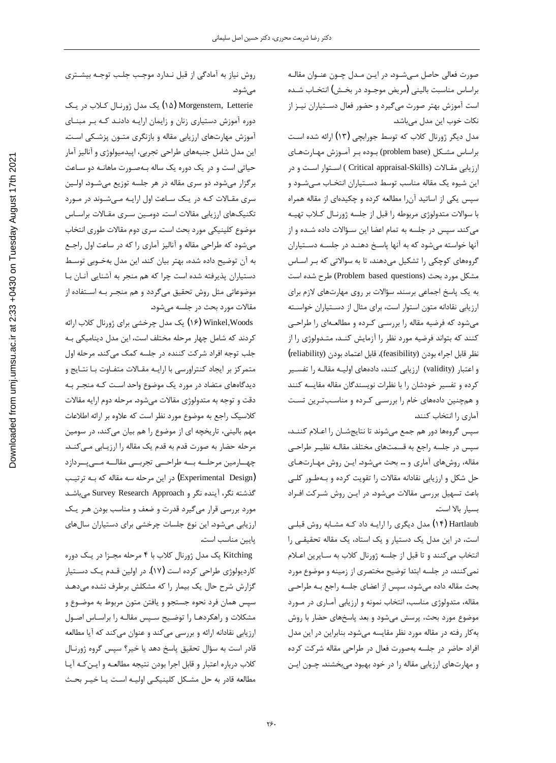صورت فعالی حاصل می‌شود. در این مدل چون عنوان مقاله براساس مناسبت بالینی (مریض موجود در بخش) انتخاب شده است آموزش بهتر صورت می‌گیرد و حضور فعال دستیاران نیز از نکات خوب این مدل می‌باشد.

مدل دیگر ژورنال کلاب که توسط جورابچی (۱۳) ارائه شده است براساس مشکل (problem base) بوده بر آموزش مهارت‌های ارزیابی مقالات (Critical appraisal-Skills ) استوار است و در این شیوه یک مقاله مناسب توسط دستیاران انتخاب می‌شود و سپس یکی از اساتید آن‌را مطالعه کرده و چکیده‌ای از مقاله همراه با سوالات متدولوژی مربوطه را قبل از جلسه ژورنال کلاب تهیه می‌کند. سپس در جلسه به تمام اعضا این سؤالات داده شده و از آنها خواسته می‌شود که به آنها پاسخ دهند در جلسه دستیاران گروه‌های کوچکی را تشکیل می‌دهند، تا به سوالاتی که بر اساس مشکل مورد بحث (Problem based questions) طرح شده است به یک پاسخ اجماعی برسند. سؤالات بر روی مهارت‌های لازم برای ارزیابی نقادانه متون استوار است، برای مثال از دستیاران خواسته می‌شود که فرضیه مقاله را بررسی کرده و مطالعه‌ای را طراحی کنند که بتواند فرضیه مورد نظر را آزمایش کند، متدولوژی را از نظر قابل اجراء بودن (feasibility)، قابل اعتماد بودن (reliability) و اعتبار (validity) ارزیابی کنند، داده‌های اولیه مقاله را تفسیر کرده و تفسیر خودشان را با نظرات نویسندگان مقاله مقایسه کنند و همچنین داده‌های خام را بررسی کرده و مناسب‌ترین تست آماری را انتخاب کنند.

سپس گروه‌ها دور هم جمع می‌شوند تا نتایجشان را اعلام کنند، سپس در جلسه راجع به قسمت‌های مختلف مقاله نظیر طراحی مقاله، روش‌های آماری و ... بحث می‌شود. این روش مهارت‌های حل شکل و ارزیابی نقادانه مقالات را تقویت کرده و به‌طور کلی باعث تسهیل بررسی مقالات می‌شود. در این روش شرکت افراد بسیار بالا است.

Hartlaub (۱۴) مدل دیگری را ارایه داد که مشابه روش قبلی است، در این مدل یک دستیار و یک استاد، یک مقاله تحقیقی را انتخاب می‌کنند و تا قبل از جلسه ژورنال کلاب به سایرین اعلام نمی‌کنند، در جلسه ابتدا توضیح مختصری از زمینه و موضوع مورد بحث مقاله داده می‌شود، سپس از اعضای جلسه راجع به طراحی مقاله، متدولوژی مناسب، انتخاب نمونه و ارزیابی آماری در مورد موضوع مورد بحث، پرسش می‌شود و بعد پاسخ‌های حضار با روش به‌کار رفته در مقاله مورد نظر مقایسه می‌شود. بنابراین در این مدل افراد حاضر در جلسه به‌صورت فعال در طراحی مقاله شرکت کرده و مهارت‌های ارزیابی مقاله را در خود بهبود می‌بخشند. چون این روش نیاز به آمادگی از قبل ندارد موجب جلب توجه بیشتری می‌شود.

Morgenstern, Letterie (۱۵) یک مدل ژورنال کلاب در یک دوره آموزش دستیاری زنان و زایمان ارایه دادند که بر مبنای آموزش مهارت‌های ارزیابی مقاله و بازنگری متون پزشکی است. این مدل شامل جنبه‌های طراحی تجربی، اپیدمیولوژی و آنالیز آمار حیاتی است و در یک دوره یک ساله به‌صورت ماهانه دو ساعت برگزار می‌شود. دو سری مقاله در هر جلسه توزیع می‌شود. اولین سری مقالات که در یک ساعت اول ارایه می‌شوند در مورد تکنیک‌های ارزیابی مقالات است. دومین سری مقالات براساس موضوع کلینیکی مورد بحث است. سری دوم مقالات طوری انتخاب می‌شود که طراحی مقاله و آنالیز آماری را که در ساعت اول راجع به آن توضیح داده شده، بهتر بیان کند. این مدل به‌خوبی توسط دستیاران پذیرفته شده است چرا که هم منجر به آشنایی آنان با موضوعاتی مثل روش تحقیق می‌گردد و هم منجر به استفاده از مقالات مورد بحث در جلسه می‌شود.

Winkel,Woods (۱۶) یک مدل چرخشی برای ژورنال کلاب ارائه کردند که شامل چهار مرحله مختلف است، این مدل دینامیکی به جلب توجه افراد شرکت کننده در جلسه کمک می‌کند. مرحله اول متمرکز بر ایجاد کنترلورسی با ارایه مقالات متفاوت با نتایج و دیدگاه‌های متضاد در مورد یک موضوع واحد است که منجر به دقت و توجه به متدولوژی مقالات می‌شود. مرحله دوم ارایه مقالات کلاسیک راجع به موضوع مورد نظر است که علاوه بر ارائه اطلاعات مهم بالینی، تاریخچه ای از موضوع را هم بیان می‌کند، در سومین مرحله حضار به صورت قدم به قدم یک مقاله را ارزیابی می‌کنند. چهارمین مرحله به طراحی تجربی مقاله می‌پردازد (Experimental Design) در این مرحله سه مقاله که به ترتیب گذشته نگر، آینده نگر و Survey Research Approach می‌باشد مورد بررسی قرار می‌گیرد قدرت و ضعف و مناسب بودن هر یک ارزیابی می‌شود. این نوع جلسات چرخشی برای دستیاران سال‌های پایین مناسب است.

Kitching یک مدل ژورنال کلاب با ۴ مرحله مجزا در یک دوره کاردیولوژی طراحی کرده است (۱۷). در اولین قدم یک دستیار گزارش شرح حال یک بیمار را که مشکلش برطرف نشده می‌دهد سپس همان فرد نحوه جستجو و یافتن متون مربوط به موضوع و مشکلات و راهکردها را توضیح سپس مقاله را براساس اصول ارزیابی نقادانه ارائه و بررسی می‌کند و عنوان می‌کند که آیا مطالعه قادر است به سؤال تحقیق پاسخ دهد یا خیر؟ سپس گروه ژورنال کلاب درباره اعتبار و قابل اجرا بودن نتیجه مطالعه و این‌که آیا مطالعه قادر به حل مشکل کلینیکی اولیه است یا خیر بحث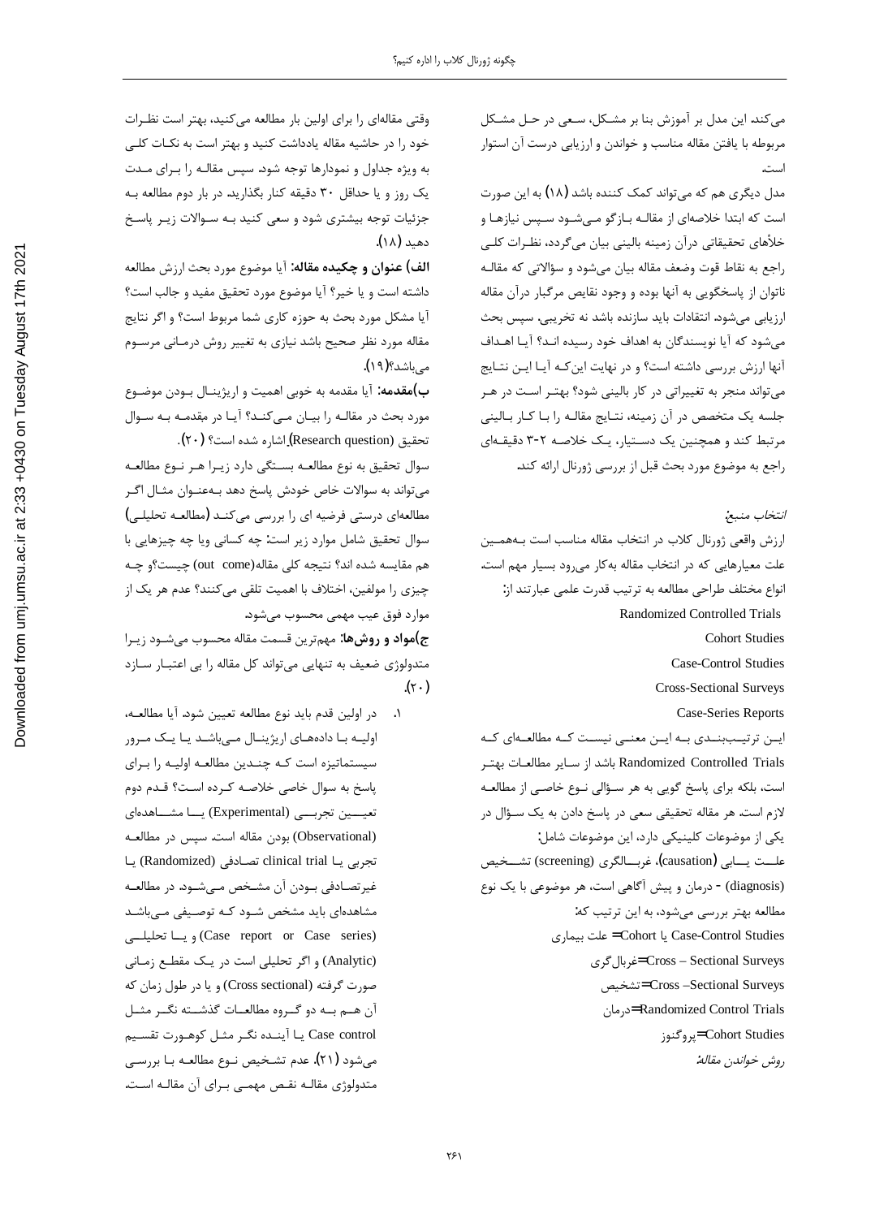می‌کند. این مدل بر آموزش بنا بر مشکل، سعی در حل مشکل مربوطه با یافتن مقاله مناسب و خواندن و ارزیابی درست آن استوار است.

مدل دیگری هم که می‌تواند کمک کننده باشد (۱۸) به این صورت است که ابتدا خلاصه‌ای از مقاله بازگو می‌شود سپس نیازها و خلأهای تحقیقاتی درآن زمینه بالینی بیان می‌گردد، نظرات کلی راجع به نقاط قوت وضعف مقاله بیان می‌شود و سؤالاتی که مقاله ناتوان از پاسخگویی به آنها بوده و وجود نقایص مرگبار درآن مقاله ارزیابی می‌شود. انتقادات باید سازنده باشد نه تخریبی. سپس بحث می‌شود که آیا نویسندگان به اهداف خود رسیده اند؟ آیا اهداف آنها ارزش بررسی داشته است؟ و در نهایت این‌که آیا این نتایج می‌تواند منجر به تغییراتی در کار بالینی شود؟ بهتر است در هر جلسه یک متخصص در آن زمینه، نتایج مقاله را با کار بالینی مرتبط کند و همچنین یک دستیار، یک خلاصه ۳-۲ دقیقه‌ای راجع به موضوع مورد بحث قبل از بررسی ژورنال ارائه کند.

*انتخاب منبع:*

ارزش واقعی ژورنال کلاب در انتخاب مقاله مناسب است به‌همین علت معیارهایی که در انتخاب مقاله به‌کار می‌رود بسیار مهم است. انواع مختلف طراحی مطالعه به ترتیب قدرت علمی عبارتند از:

Randomized Controlled Trials

Cohort Studies

Case-Control Studies

Cross-Sectional Surveys

Case-Series Reports

این ترتیب‌بندی به این معنی نیست که مطالعه‌ای که Randomized Controlled Trials باشد از سایر مطالعات بهتر است، بلکه برای پاسخ گویی به هر سؤالی نوع خاصی از مطالعه لازم است. هر مقاله تحقیقی سعی در پاسخ دادن به یک سؤال در یکی از موضوعات کلینیکی دارد، این موضوعات شامل:

علت یابی (causation)، غربالگری (screening) تشخیص (diagnosis) - درمان و پیش آگاهی است، هر موضوعی با یک نوع مطالعه بهتر بررسی می‌شود، به این ترتیب که:

Case-Control Studies یا Cohort = علت بیماری

Cross – Sectional Surveys=غربال‌گری

Cross –Sectional Surveys=تشخیص

Randomized Control Trials=درمان

Cohort Studies=پروگنوز

*روش خواندن مقاله:*

وقتی مقاله‌ای را برای اولین بار مطالعه می‌کنید، بهتر است نظرات خود را در حاشیه مقاله یادداشت کنید و بهتر است به نکات کلی به ویژه جداول و نمودارها توجه شود. سپس مقاله را برای مدت یک روز و یا حداقل ۳۰ دقیقه کنار بگذارید. در بار دوم مطالعه به جزئیات توجه بیشتری شود و سعی کنید به سوالات زیر پاسخ دهید (۱۸).

**الف) عنوان و چکیده مقاله:** آیا موضوع مورد بحث ارزش مطالعه داشته است و یا خیر؟ آیا موضوع مورد تحقیق مفید و جالب است؟ آیا مشکل مورد بحث به حوزه کاری شما مربوط است؟ و اگر نتایج مقاله مورد نظر صحیح باشد نیازی به تغییر روش درمانی مرسوم می‌باشد؟(۱۹).

**ب)مقدمه:** آیا مقدمه به خوبی اهمیت و اریژینال بودن موضوع مورد بحث در مقاله را بیان می‌کند؟ آیا در مقدمه به سوال تحقیق (Research question) اشاره شده است؟ (۲۰).

سوال تحقیق به نوع مطالعه بستگی دارد زیرا هر نوع مطالعه می‌تواند به سوالات خاص خودش پاسخ دهد به‌عنوان مثال اگر مطالعه‌ای درستی فرضیه ای را بررسی می‌کند (مطالعه تحلیلی) سوال تحقیق شامل موارد زیر است: چه کسانی ویا چه چیزهایی با هم مقایسه شده اند؟ نتیجه کلی مقاله(out come) چیست؟و چه چیزی را مولفین، اختلاف با اهمیت تلقی می‌کنند؟ عدم هر یک از موارد فوق عیب مهمی محسوب می‌شود.

**ج)مواد و روش‌ها:** مهم‌ترین قسمت مقاله محسوب می‌شود زیرا متدولوژی ضعیف به تنهایی می‌تواند کل مقاله را بی اعتبار سازد (۲۰).

۱. در اولین قدم باید نوع مطالعه تعیین شود. آیا مطالعه، اولیه با داده‌های اریژینال می‌باشد یا یک مرور سیستماتیزه است که چندین مطالعه اولیه را برای پاسخ به سوال خاصی خلاصه کرده است؟ قدم دوم تعیین تجربی (Experimental) یا مشاهده‌ای (Observational) بودن مقاله است. سپس در مطالعه تجربی یا clinical trial تصادفی (Randomized) یا غیرتصادفی بودن آن مشخص می‌شود. در مطالعه مشاهده‌ای باید مشخص شود که توصیفی می‌باشد (Case report or Case series) و یا تحلیلی (Analytic) و اگر تحلیلی است در یک مقطع زمانی صورت گرفته (Cross sectional) و یا در طول زمان که آن هم به دو گروه مطالعات گذشته نگر مثل Case control یا آینده نگر مثل کوهورت تقسیم می‌شود (۲۱). عدم تشخیص نوع مطالعه با بررسی متدولوژی مقاله نقص مهمی برای آن مقاله است.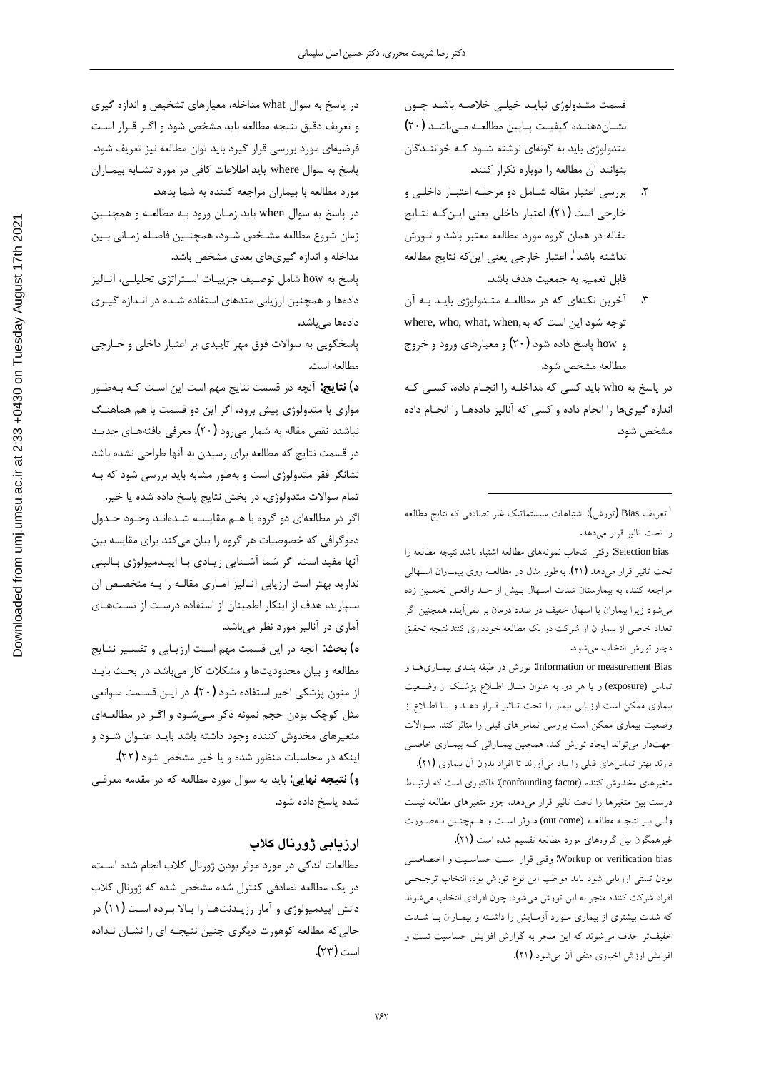قسمت متدولوژی نباید خیلی خلاصه باشد چون نشان‌دهنده کیفیت پایین مطالعه می‌باشد (۲۰) متدولوژی باید به گونه‌ای نوشته شود که خوانندگان بتوانند آن مطالعه را دوباره تکرار کنند.

۲. بررسی اعتبار مقاله شامل دو مرحله اعتبار داخلی و خارجی است (۲۱). اعتبار داخلی یعنی این‌که نتایج مقاله در همان گروه مورد مطالعه معتبر باشد و تورش نداشته باشد[۱]. اعتبار خارجی یعنی این‌که نتایج مطالعه قابل تعمیم به جمعیت هدف باشد.

۳. آخرین نکته‌ای که در مطالعه متدولوژی باید به آن توجه شود این است که به where, who, what, when, و how پاسخ داده شود (۲۰) و معیارهای ورود و خروج مطالعه مشخص شود.

در پاسخ به who باید کسی که مداخله را انجام داده، کسی که اندازه گیری‌ها را انجام داده و کسی که آنالیز داده‌ها را انجام داده مشخص شود.

در پاسخ به سوال what مداخله، معیارهای تشخیص و اندازه گیری و تعریف دقیق نتیجه مطالعه باید مشخص شود و اگر قرار است فرضیه‌ای مورد بررسی قرار گیرد باید توان مطالعه نیز تعریف شود. پاسخ به سوال where باید اطلاعات کافی در مورد تشابه بیماران مورد مطالعه با بیماران مراجعه کننده به شما بدهد.

در پاسخ به سوال when باید زمان ورود به مطالعه و همچنین زمان شروع مطالعه مشخص شود، همچنین فاصله زمانی بین مداخله و اندازه گیری‌های بعدی مشخص باشد.

پاسخ به how شامل توصیف جزییات استراتژی تحلیلی، آنالیز داده‌ها و همچنین ارزیابی متدهای استفاده شده در اندازه گیری داده‌ها می‌باشد.

پاسخگویی به سوالات فوق مهر تاییدی بر اعتبار داخلی و خارجی مطالعه است.

**د) نتایج:** آنچه در قسمت نتایج مهم است این است که به‌طور موازی با متدولوژی پیش برود، اگر این دو قسمت با هم هماهنگ نباشند نقص مقاله به شمار می‌رود (۲۰). معرفی یافته‌های جدید در قسمت نتایج که مطالعه برای رسیدن به آنها طراحی نشده باشد نشانگر فقر متدولوژی است و به‌طور مشابه باید بررسی شود که به تمام سوالات متدولوژی، در بخش نتایج پاسخ داده شده یا خیر.

اگر در مطالعه‌ای دو گروه با هم مقایسه شده‌اند وجود جدول دموگرافی که خصوصیات هر گروه را بیان می‌کند برای مقایسه بین آنها مفید است. اگر شما آشنایی زیادی با اپیدمیولوژی بالینی ندارید بهتر است ارزیابی آنالیز آماری مقاله را به متخصص آن بسپارید، هدف از اینکار اطمینان از استفاده درست از تست‌های آماری در آنالیز مورد نظر می‌باشد.

**ه) بحث:** آنچه در این قسمت مهم است ارزیابی و تفسیر نتایج مطالعه و بیان محدودیت‌ها و مشکلات کار می‌باشد. در بحث باید از متون پزشکی اخیر استفاده شود (۲۰). در این قسمت موانعی مثل کوچک بودن حجم نمونه ذکر می‌شود و اگر در مطالعه‌ای متغیرهای مخدوش کننده وجود داشته باشد باید عنوان شود و اینکه در محاسبات منظور شده و یا خیر مشخص شود (۲۲).

**و) نتیجه نهایی:** باید به سوال مورد مطالعه که در مقدمه معرفی شده پاسخ داده شود.

## ارزیابی ژورنال کلاب

مطالعات اندکی در مورد موثر بودن ژورنال کلاب انجام شده است، در یک مطالعه تصادفی کنترل شده مشخص شده که ژورنال کلاب دانش اپیدمیولوژی و آمار رزیدنت‌ها را بالا برده است (۱۱) در حالی‌که مطالعه کوهورت دیگری چنین نتیجه ای را نشان نداده است (۲۳).

---

[۱] تعریف Bias (تورش): اشتباهات سیستماتیک غیر تصادفی که نتایج مطالعه را تحت تاثیر قرار می‌دهد.

Selection bias: وقتی انتخاب نمونه‌های مطالعه اشتباه باشد نتیجه مطالعه را تحت تاثیر قرار می‌دهد (۲۱). به‌طور مثال در مطالعه روی بیماران اسهالی مراجعه کننده به بیمارستان شدت اسهال بیش از حد واقعی تخمین زده می‌شود زیرا بیماران با اسهال خفیف در صدد درمان بر نمی‌آیند. همچنین اگر تعداد خاصی از بیماران از شرکت در یک مطالعه خودداری کنند نتیجه تحقیق دچار تورش انتخاب می‌شود.

Information or measurement Bias: تورش در طبقه بندی بیماری‌ها و تماس (exposure) و یا هر دو. به عنوان مثال اطلاع پزشک از وضعیت بیماری ممکن است ارزیابی بیمار را تحت تاثیر قرار دهد و یا اطلاع از وضعیت بیماری ممکن است بررسی تماس‌های قبلی را متاثر کند. سوالات جهت‌دار می‌تواند ایجاد تورش کند، همچنین بیمارانی که بیماری خاصی دارند بهتر تماس‌های قبلی را بیاد می‌آورند تا افراد بدون آن بیماری (۲۱).

متغیرهای مخدوش کننده (confounding factor): فاکتوری است که ارتباط درست بین متغیرها را تحت تاثیر قرار می‌دهد، جزو متغیرهای مطالعه نیست ولی بر نتیجه مطالعه (out come) موثر است و همچنین به‌صورت غیرهمگون بین گروه‌های مورد مطالعه تقسیم شده است (۲۱).

Workup or verification bias: وقتی قرار است حساسیت و اختصاصی بودن تستی ارزیابی شود باید مواظب این نوع تورش بود، انتخاب ترجیحی افراد شرکت کننده منجر به این تورش می‌شود، چون افرادی انتخاب می‌شوند که شدت بیشتری از بیماری مورد آزمایش را داشته و بیماران با شدت خفیف‌تر حذف می‌شوند که این منجر به گزارش افزایش حساسیت تست و افزایش ارزش اخباری منفی آن می‌شود (۲۱).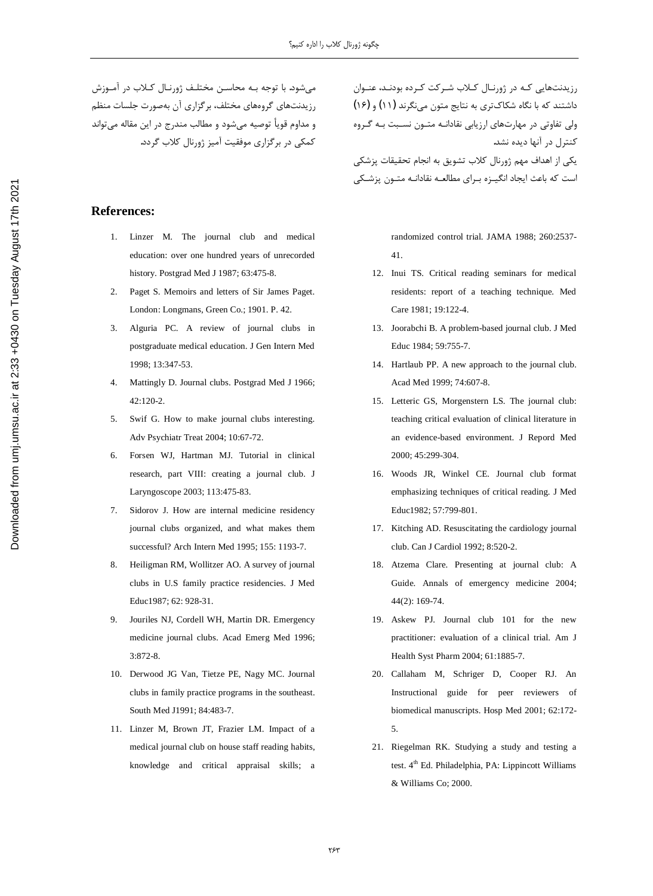رزیدنت‌هایی کـه در ژورنـال کـلاب شـرکت کـرده بودنـد، عنـوان داشتند که با نگاه شکاک‌تری به نتایج متون می‌نگرند (۱۱) و (۱۶) ولی تفاوتی در مهارت‌های ارزیابی نقادانـه متـون نسـبت بـه گـروه کنترل در آنها دیده نشد.

یکی از اهداف مهم ژورنال کلاب تشویق به انجام تحقیقات پزشکی است که باعث ایجاد انگیـزه بـرای مطالعـه نقادانـه متـون پزشـکی می‌شود. با توجه بـه محاسـن مختلـف ژورنـال کـلاب در آمـوزش رزیدنت‌های گروه‌های مختلف، برگزاری آن به‌صورت جلسات منظم و مداوم قویاً توصیه می‌شود و مطالب مندرج در این مقاله می‌تواند کمکی در برگزاری موفقیت آمیز ژورنال کلاب گردد.

## References:

1. Linzer M. The journal club and medical education: over one hundred years of unrecorded history. Postgrad Med J 1987; 63:475-8.
2. Paget S. Memoirs and letters of Sir James Paget. London: Longmans, Green Co.; 1901. P. 42.
3. Alguria PC. A review of journal clubs in postgraduate medical education. J Gen Intern Med 1998; 13:347-53.
4. Mattingly D. Journal clubs. Postgrad Med J 1966; 42:120-2.
5. Swif G. How to make journal clubs interesting. Adv Psychiatr Treat 2004; 10:67-72.
6. Forsen WJ, Hartman MJ. Tutorial in clinical research, part VIII: creating a journal club. J Laryngoscope 2003; 113:475-83.
7. Sidorov J. How are internal medicine residency journal clubs organized, and what makes them successful? Arch Intern Med 1995; 155: 1193-7.
8. Heiligman RM, Wollitzer AO. A survey of journal clubs in U.S family practice residencies. J Med Educ1987; 62: 928-31.
9. Jouriles NJ, Cordell WH, Martin DR. Emergency medicine journal clubs. Acad Emerg Med 1996; 3:872-8.
10. Derwood JG Van, Tietze PE, Nagy MC. Journal clubs in family practice programs in the southeast. South Med J1991; 84:483-7.
11. Linzer M, Brown JT, Frazier LM. Impact of a medical journal club on house staff reading habits, knowledge and critical appraisal skills; a randomized control trial. JAMA 1988; 260:2537-41.
12. Inui TS. Critical reading seminars for medical residents: report of a teaching technique. Med Care 1981; 19:122-4.
13. Joorabchi B. A problem-based journal club. J Med Educ 1984; 59:755-7.
14. Hartlaub PP. A new approach to the journal club. Acad Med 1999; 74:607-8.
15. Letteric GS, Morgenstern LS. The journal club: teaching critical evaluation of clinical literature in an evidence-based environment. J Repord Med 2000; 45:299-304.
16. Woods JR, Winkel CE. Journal club format emphasizing techniques of critical reading. J Med Educ1982; 57:799-801.
17. Kitching AD. Resuscitating the cardiology journal club. Can J Cardiol 1992; 8:520-2.
18. Atzema Clare. Presenting at journal club: A Guide. Annals of emergency medicine 2004; 44(2): 169-74.
19. Askew PJ. Journal club 101 for the new practitioner: evaluation of a clinical trial. Am J Health Syst Pharm 2004; 61:1885-7.
20. Callaham M, Schriger D, Cooper RJ. An Instructional guide for peer reviewers of biomedical manuscripts. Hosp Med 2001; 62:172-5.
21. Riegelman RK. Studying a study and testing a test. 4th Ed. Philadelphia, PA: Lippincott Williams & Williams Co; 2000.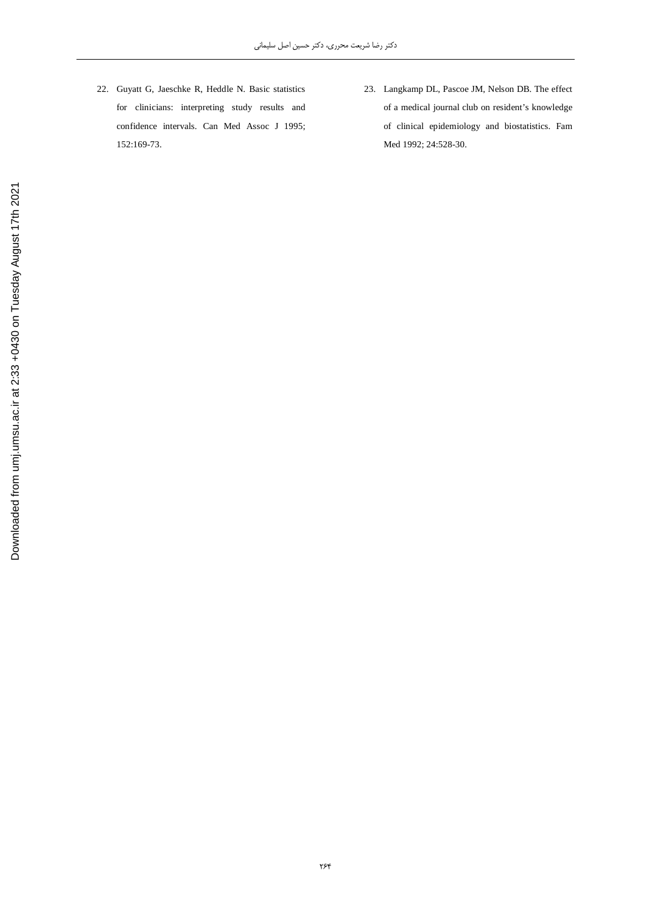22. Guyatt G, Jaeschke R, Heddle N. Basic statistics for clinicians: interpreting study results and confidence intervals. Can Med Assoc J 1995; 152:169-73.

23. Langkamp DL, Pascoe JM, Nelson DB. The effect of a medical journal club on resident's knowledge of clinical epidemiology and biostatistics. Fam Med 1992; 24:528-30.